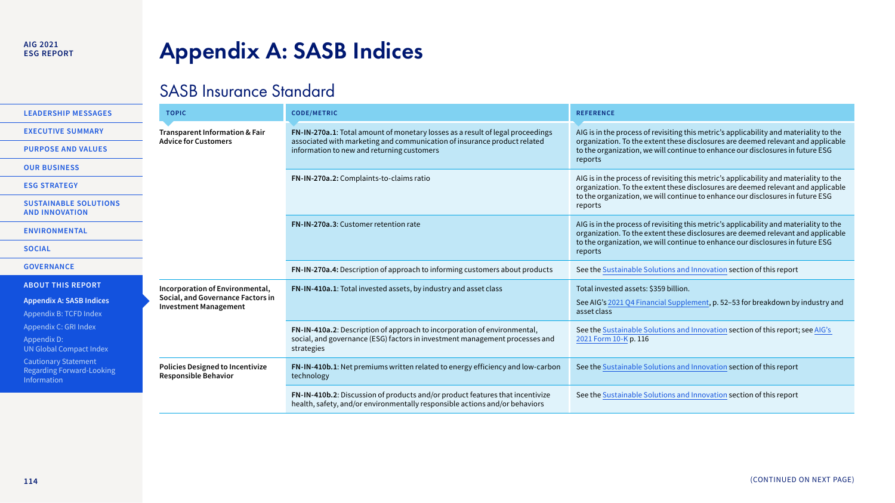# Appendix A: SASB Indices

## SASB Insurance Standard

| TOPIC | CODE/METRIC | REFERENCE |
| --- | --- | --- |
| **Transparent Information & Fair Advice for Customers** | **FN-IN-270a.1**: Total amount of monetary losses as a result of legal proceedings associated with marketing and communication of insurance product related information to new and returning customers | AIG is in the process of revisiting this metric's applicability and materiality to the organization. To the extent these disclosures are deemed relevant and applicable to the organization, we will continue to enhance our disclosures in future ESG reports |
| | **FN-IN-270a.2:** Complaints-to-claims ratio | AIG is in the process of revisiting this metric's applicability and materiality to the organization. To the extent these disclosures are deemed relevant and applicable to the organization, we will continue to enhance our disclosures in future ESG reports |
| | **FN-IN-270a.3**: Customer retention rate | AIG is in the process of revisiting this metric's applicability and materiality to the organization. To the extent these disclosures are deemed relevant and applicable to the organization, we will continue to enhance our disclosures in future ESG reports |
| | **FN-IN-270a.4:** Description of approach to informing customers about products | See the Sustainable Solutions and Innovation section of this report |
| **Incorporation of Environmental, Social, and Governance Factors in Investment Management** | **FN-IN-410a.1**: Total invested assets, by industry and asset class | Total invested assets: $359 billion.<br>See AIG's 2021 Q4 Financial Supplement, p. 52–53 for breakdown by industry and asset class |
| | **FN-IN-410a.2**: Description of approach to incorporation of environmental, social, and governance (ESG) factors in investment management processes and strategies | See the Sustainable Solutions and Innovation section of this report; see AIG's 2021 Form 10-K p. 116 |
| **Policies Designed to Incentivize Responsible Behavior** | **FN-IN-410b.1**: Net premiums written related to energy efficiency and low-carbon technology | See the Sustainable Solutions and Innovation section of this report |
| | **FN-IN-410b.2**: Discussion of products and/or product features that incentivize health, safety, and/or environmentally responsible actions and/or behaviors | See the Sustainable Solutions and Innovation section of this report |

(CONTINUED ON NEXT PAGE)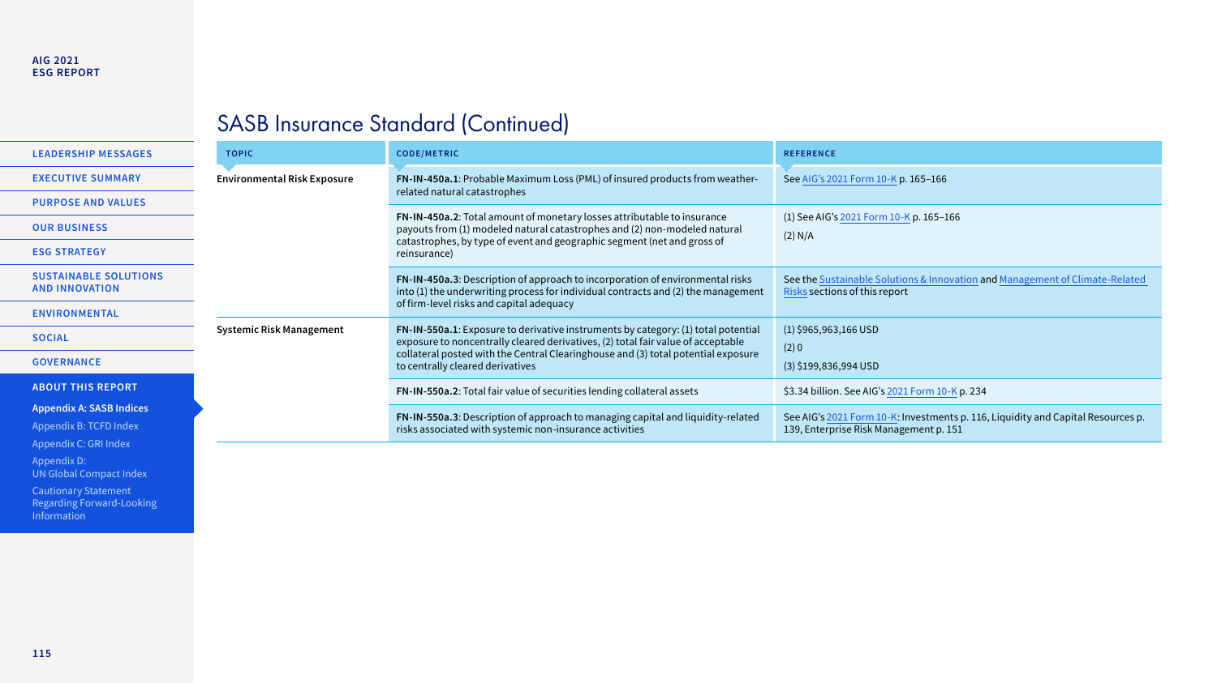## SASB Insurance Standard (Continued)

| TOPIC | CODE/METRIC | REFERENCE |
|---|---|---|
| **Environmental Risk Exposure** | **FN-IN-450a.1**: Probable Maximum Loss (PML) of insured products from weather-related natural catastrophes | See AIG's 2021 Form 10-K p. 165–166 |
| | **FN-IN-450a.2**: Total amount of monetary losses attributable to insurance payouts from (1) modeled natural catastrophes and (2) non-modeled natural catastrophes, by type of event and geographic segment (net and gross of reinsurance) | (1) See AIG's 2021 Form 10-K p. 165–166<br>(2) N/A |
| | **FN-IN-450a.3**: Description of approach to incorporation of environmental risks into (1) the underwriting process for individual contracts and (2) the management of firm-level risks and capital adequacy | See the Sustainable Solutions & Innovation and Management of Climate-Related Risks sections of this report |
| **Systemic Risk Management** | **FN-IN-550a.1**: Exposure to derivative instruments by category: (1) total potential exposure to noncentrally cleared derivatives, (2) total fair value of acceptable collateral posted with the Central Clearinghouse and (3) total potential exposure to centrally cleared derivatives | (1) $965,963,166 USD<br>(2) 0<br>(3) $199,836,994 USD |
| | **FN-IN-550a.2**: Total fair value of securities lending collateral assets | $3.34 billion. See AIG's 2021 Form 10-K p. 234 |
| | **FN-IN-550a.3**: Description of approach to managing capital and liquidity-related risks associated with systemic non-insurance activities | See AIG's 2021 Form 10-K: Investments p. 116, Liquidity and Capital Resources p. 139, Enterprise Risk Management p. 151 |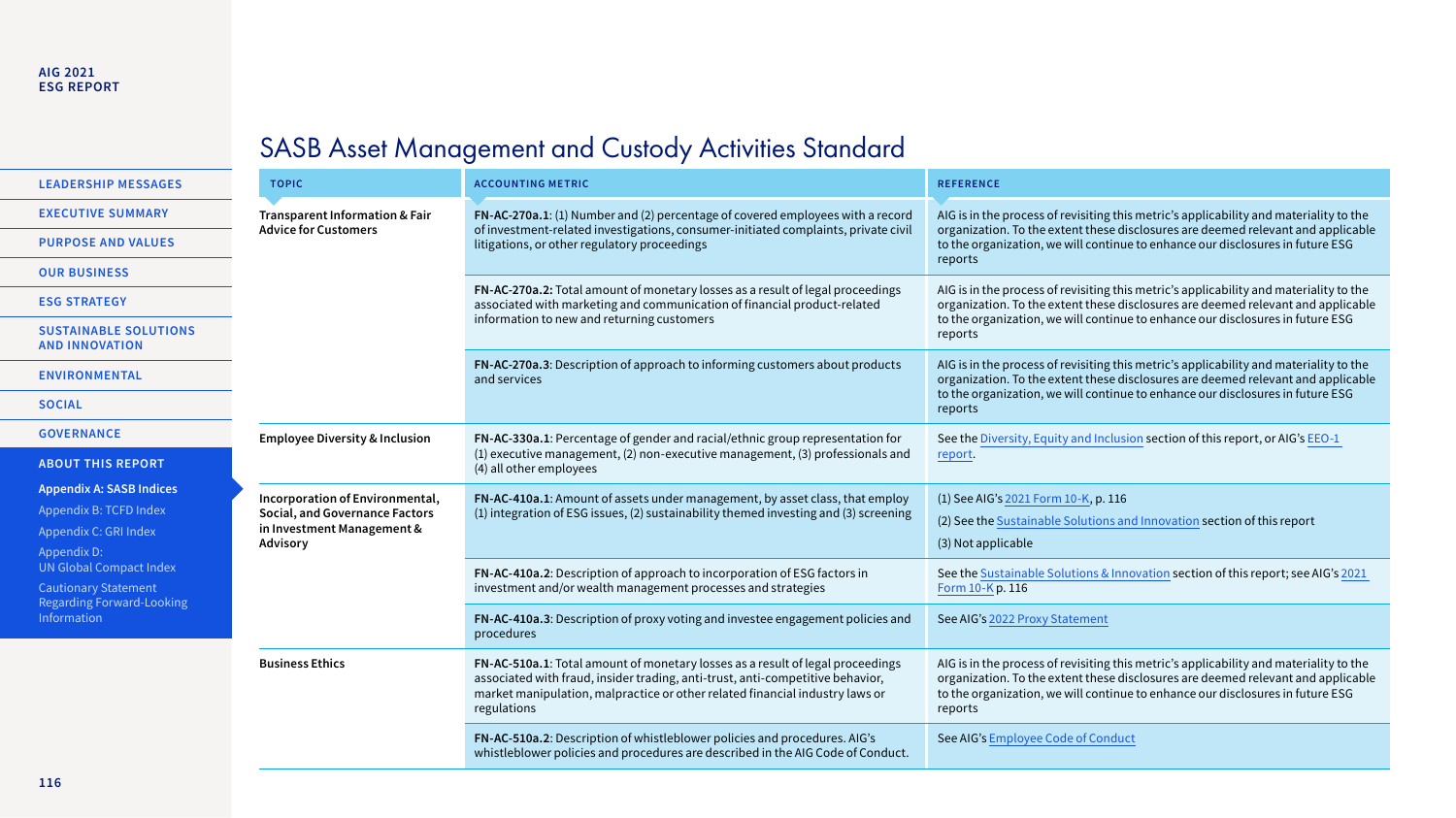# SASB Asset Management and Custody Activities Standard

| TOPIC | ACCOUNTING METRIC | REFERENCE |
|---|---|---|
| **Transparent Information & Fair Advice for Customers** | **FN-AC-270a.1**: (1) Number and (2) percentage of covered employees with a record of investment-related investigations, consumer-initiated complaints, private civil litigations, or other regulatory proceedings | AIG is in the process of revisiting this metric's applicability and materiality to the organization. To the extent these disclosures are deemed relevant and applicable to the organization, we will continue to enhance our disclosures in future ESG reports |
| | **FN-AC-270a.2:** Total amount of monetary losses as a result of legal proceedings associated with marketing and communication of financial product-related information to new and returning customers | AIG is in the process of revisiting this metric's applicability and materiality to the organization. To the extent these disclosures are deemed relevant and applicable to the organization, we will continue to enhance our disclosures in future ESG reports |
| | **FN-AC-270a.3**: Description of approach to informing customers about products and services | AIG is in the process of revisiting this metric's applicability and materiality to the organization. To the extent these disclosures are deemed relevant and applicable to the organization, we will continue to enhance our disclosures in future ESG reports |
| **Employee Diversity & Inclusion** | **FN-AC-330a.1**: Percentage of gender and racial/ethnic group representation for (1) executive management, (2) non-executive management, (3) professionals and (4) all other employees | See the Diversity, Equity and Inclusion section of this report, or AIG's EEO-1 report. |
| **Incorporation of Environmental, Social, and Governance Factors in Investment Management & Advisory** | **FN-AC-410a.1**: Amount of assets under management, by asset class, that employ (1) integration of ESG issues, (2) sustainability themed investing and (3) screening | (1) See AIG's 2021 Form 10-K, p. 116<br>(2) See the Sustainable Solutions and Innovation section of this report<br>(3) Not applicable |
| | **FN-AC-410a.2**: Description of approach to incorporation of ESG factors in investment and/or wealth management processes and strategies | See the Sustainable Solutions & Innovation section of this report; see AIG's 2021 Form 10-K p. 116 |
| | **FN-AC-410a.3**: Description of proxy voting and investee engagement policies and procedures | See AIG's 2022 Proxy Statement |
| **Business Ethics** | **FN-AC-510a.1**: Total amount of monetary losses as a result of legal proceedings associated with fraud, insider trading, anti-trust, anti-competitive behavior, market manipulation, malpractice or other related financial industry laws or regulations | AIG is in the process of revisiting this metric's applicability and materiality to the organization. To the extent these disclosures are deemed relevant and applicable to the organization, we will continue to enhance our disclosures in future ESG reports |
| | **FN-AC-510a.2**: Description of whistleblower policies and procedures. AIG's whistleblower policies and procedures are described in the AIG Code of Conduct. | See AIG's Employee Code of Conduct |